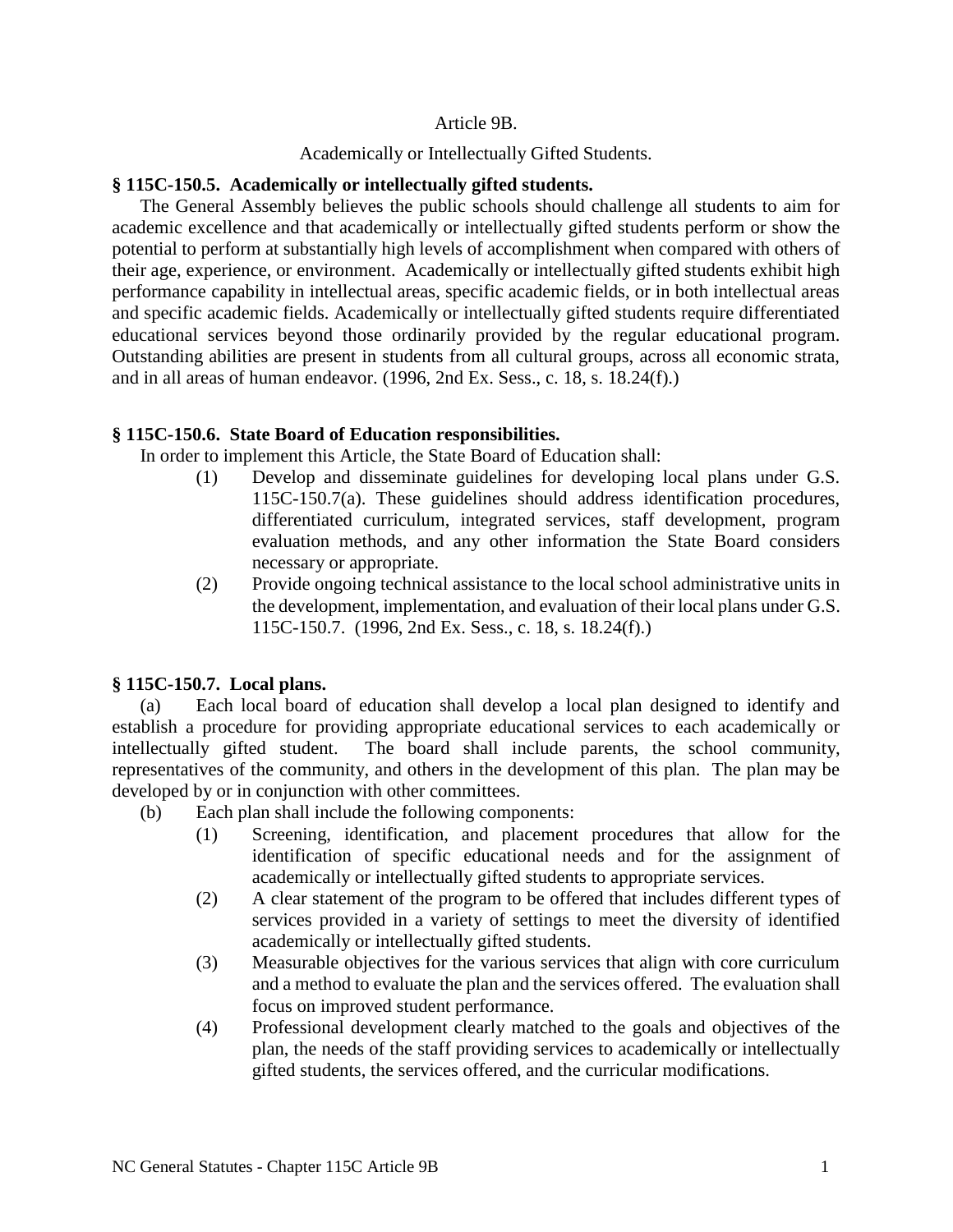# Article 9B.

## Academically or Intellectually Gifted Students.

**§ 115C-150.5. Academically or intellectually gifted students.**

The General Assembly believes the public schools should challenge all students to aim for academic excellence and that academically or intellectually gifted students perform or show the potential to perform at substantially high levels of accomplishment when compared with others of their age, experience, or environment. Academically or intellectually gifted students exhibit high performance capability in intellectual areas, specific academic fields, or in both intellectual areas and specific academic fields. Academically or intellectually gifted students require differentiated educational services beyond those ordinarily provided by the regular educational program. Outstanding abilities are present in students from all cultural groups, across all economic strata, and in all areas of human endeavor. (1996, 2nd Ex. Sess., c. 18, s. 18.24(f).)

**§ 115C-150.6. State Board of Education responsibilities.**

In order to implement this Article, the State Board of Education shall:

(1) Develop and disseminate guidelines for developing local plans under G.S. 115C-150.7(a). These guidelines should address identification procedures, differentiated curriculum, integrated services, staff development, program evaluation methods, and any other information the State Board considers necessary or appropriate.

(2) Provide ongoing technical assistance to the local school administrative units in the development, implementation, and evaluation of their local plans under G.S. 115C-150.7. (1996, 2nd Ex. Sess., c. 18, s. 18.24(f).)

**§ 115C-150.7. Local plans.**

(a) Each local board of education shall develop a local plan designed to identify and establish a procedure for providing appropriate educational services to each academically or intellectually gifted student. The board shall include parents, the school community, representatives of the community, and others in the development of this plan. The plan may be developed by or in conjunction with other committees.

(b) Each plan shall include the following components:

(1) Screening, identification, and placement procedures that allow for the identification of specific educational needs and for the assignment of academically or intellectually gifted students to appropriate services.

(2) A clear statement of the program to be offered that includes different types of services provided in a variety of settings to meet the diversity of identified academically or intellectually gifted students.

(3) Measurable objectives for the various services that align with core curriculum and a method to evaluate the plan and the services offered. The evaluation shall focus on improved student performance.

(4) Professional development clearly matched to the goals and objectives of the plan, the needs of the staff providing services to academically or intellectually gifted students, the services offered, and the curricular modifications.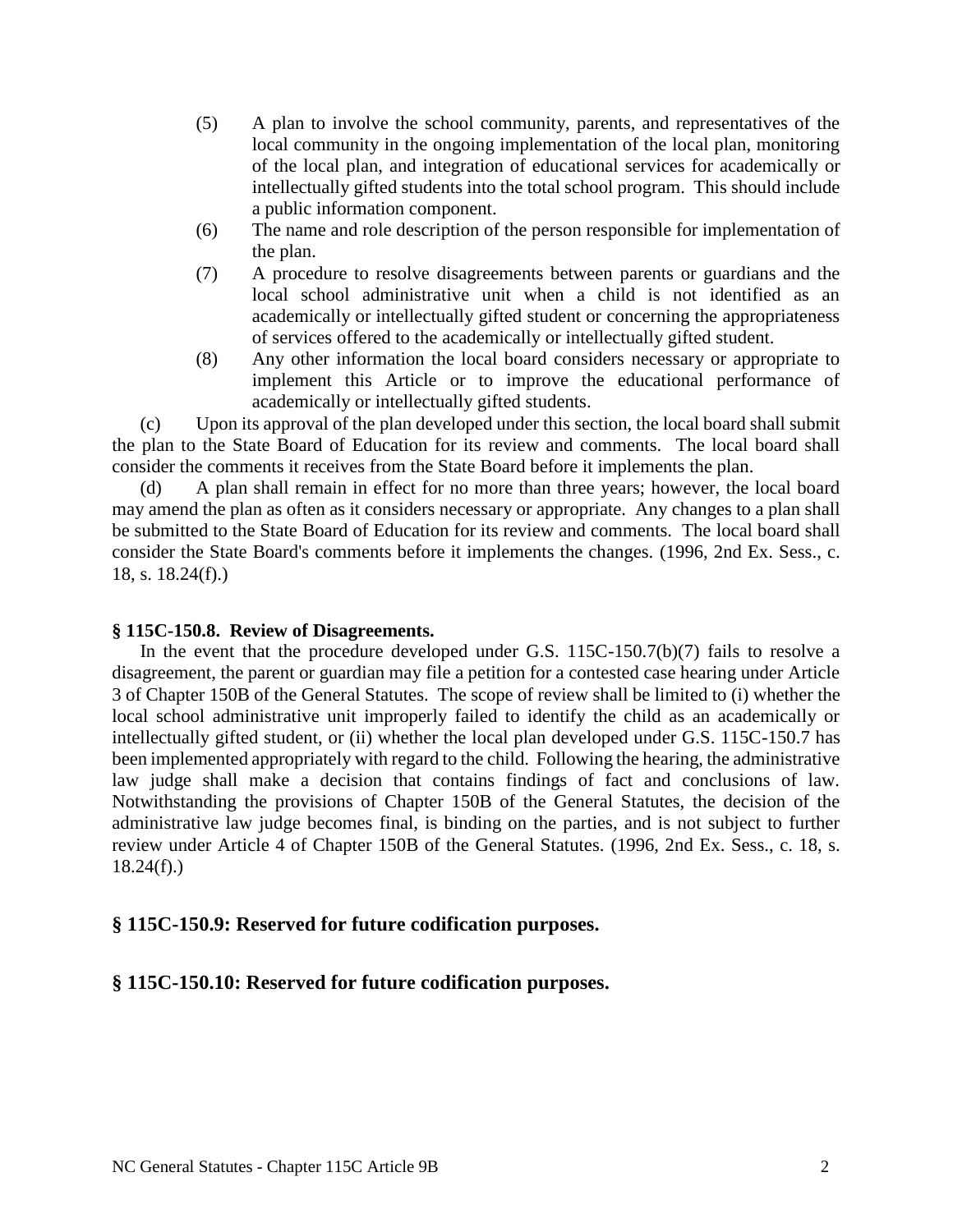(5) A plan to involve the school community, parents, and representatives of the local community in the ongoing implementation of the local plan, monitoring of the local plan, and integration of educational services for academically or intellectually gifted students into the total school program. This should include a public information component.

(6) The name and role description of the person responsible for implementation of the plan.

(7) A procedure to resolve disagreements between parents or guardians and the local school administrative unit when a child is not identified as an academically or intellectually gifted student or concerning the appropriateness of services offered to the academically or intellectually gifted student.

(8) Any other information the local board considers necessary or appropriate to implement this Article or to improve the educational performance of academically or intellectually gifted students.

(c) Upon its approval of the plan developed under this section, the local board shall submit the plan to the State Board of Education for its review and comments. The local board shall consider the comments it receives from the State Board before it implements the plan.

(d) A plan shall remain in effect for no more than three years; however, the local board may amend the plan as often as it considers necessary or appropriate. Any changes to a plan shall be submitted to the State Board of Education for its review and comments. The local board shall consider the State Board's comments before it implements the changes. (1996, 2nd Ex. Sess., c. 18, s. 18.24(f).)

**§ 115C-150.8. Review of Disagreements.**

In the event that the procedure developed under G.S. 115C-150.7(b)(7) fails to resolve a disagreement, the parent or guardian may file a petition for a contested case hearing under Article 3 of Chapter 150B of the General Statutes. The scope of review shall be limited to (i) whether the local school administrative unit improperly failed to identify the child as an academically or intellectually gifted student, or (ii) whether the local plan developed under G.S. 115C-150.7 has been implemented appropriately with regard to the child. Following the hearing, the administrative law judge shall make a decision that contains findings of fact and conclusions of law. Notwithstanding the provisions of Chapter 150B of the General Statutes, the decision of the administrative law judge becomes final, is binding on the parties, and is not subject to further review under Article 4 of Chapter 150B of the General Statutes. (1996, 2nd Ex. Sess., c. 18, s. 18.24(f).)

## § 115C-150.9: Reserved for future codification purposes.

## § 115C-150.10: Reserved for future codification purposes.